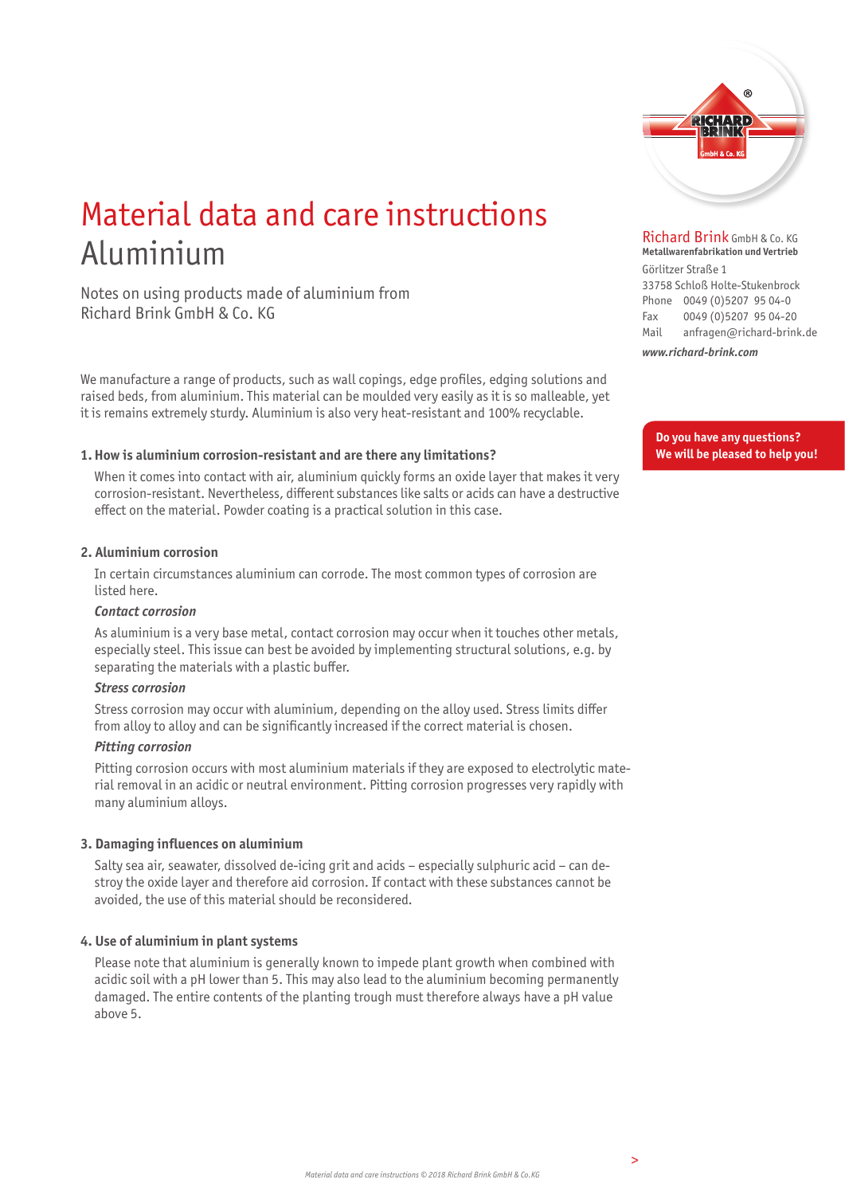# Material data and care instructions Aluminium

Notes on using products made of aluminium from Richard Brink GmbH & Co. KG

**Richard Brink** GmbH & Co. KG
**Metallwarenfabrikation und Vertrieb**
Görlitzer Straße 1
33758 Schloß Holte-Stukenbrock
Phone 0049 (0)5207 95 04-0
Fax 0049 (0)5207 95 04-20
Mail anfragen@richard-brink.de
***www.richard-brink.com***

**Do you have any questions? We will be pleased to help you!**

We manufacture a range of products, such as wall copings, edge profiles, edging solutions and raised beds, from aluminium. This material can be moulded very easily as it is so malleable, yet it is remains extremely sturdy. Aluminium is also very heat-resistant and 100% recyclable.

### 1. How is aluminium corrosion-resistant and are there any limitations?

When it comes into contact with air, aluminium quickly forms an oxide layer that makes it very corrosion-resistant. Nevertheless, different substances like salts or acids can have a destructive effect on the material. Powder coating is a practical solution in this case.

### 2. Aluminium corrosion

In certain circumstances aluminium can corrode. The most common types of corrosion are listed here.

***Contact corrosion***

As aluminium is a very base metal, contact corrosion may occur when it touches other metals, especially steel. This issue can best be avoided by implementing structural solutions, e.g. by separating the materials with a plastic buffer.

***Stress corrosion***

Stress corrosion may occur with aluminium, depending on the alloy used. Stress limits differ from alloy to alloy and can be significantly increased if the correct material is chosen.

***Pitting corrosion***

Pitting corrosion occurs with most aluminium materials if they are exposed to electrolytic material removal in an acidic or neutral environment. Pitting corrosion progresses very rapidly with many aluminium alloys.

### 3. Damaging influences on aluminium

Salty sea air, seawater, dissolved de-icing grit and acids – especially sulphuric acid – can destroy the oxide layer and therefore aid corrosion. If contact with these substances cannot be avoided, the use of this material should be reconsidered.

### 4. Use of aluminium in plant systems

Please note that aluminium is generally known to impede plant growth when combined with acidic soil with a pH lower than 5. This may also lead to the aluminium becoming permanently damaged. The entire contents of the planting trough must therefore always have a pH value above 5.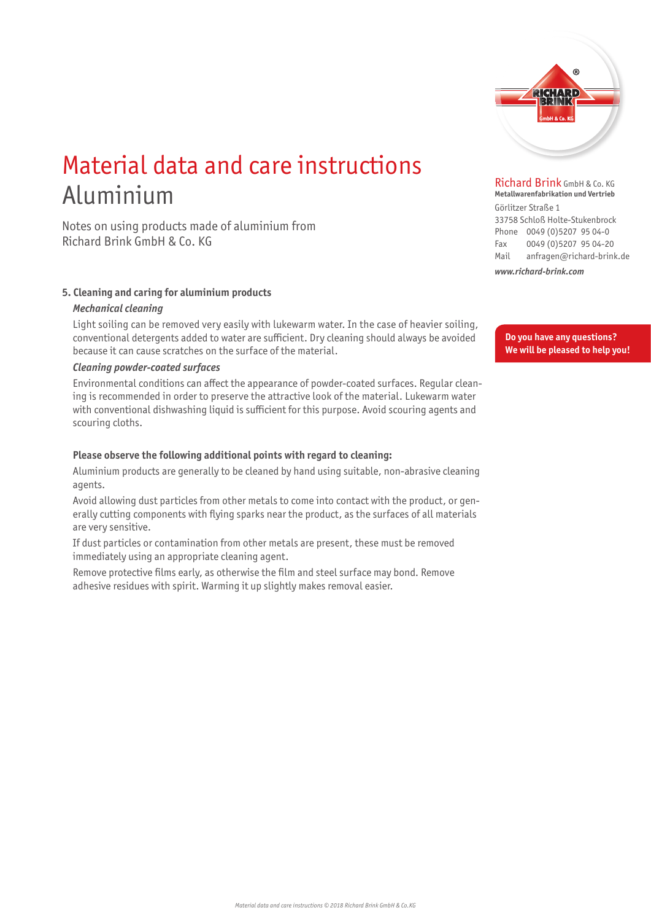# Material data and care instructions

# Aluminium

Notes on using products made of aluminium from Richard Brink GmbH & Co. KG

Richard Brink GmbH & Co. KG
**Metallwarenfabrikation und Vertrieb**
Görlitzer Straße 1
33758 Schloß Holte-Stukenbrock
Phone 0049 (0)5207 95 04-0
Fax 0049 (0)5207 95 04-20
Mail anfragen@richard-brink.de
***www.richard-brink.com***

**Do you have any questions? We will be pleased to help you!**

## 5. Cleaning and caring for aluminium products

***Mechanical cleaning***

Light soiling can be removed very easily with lukewarm water. In the case of heavier soiling, conventional detergents added to water are sufficient. Dry cleaning should always be avoided because it can cause scratches on the surface of the material.

***Cleaning powder-coated surfaces***

Environmental conditions can affect the appearance of powder-coated surfaces. Regular cleaning is recommended in order to preserve the attractive look of the material. Lukewarm water with conventional dishwashing liquid is sufficient for this purpose. Avoid scouring agents and scouring cloths.

**Please observe the following additional points with regard to cleaning:**

Aluminium products are generally to be cleaned by hand using suitable, non-abrasive cleaning agents.

Avoid allowing dust particles from other metals to come into contact with the product, or generally cutting components with flying sparks near the product, as the surfaces of all materials are very sensitive.

If dust particles or contamination from other metals are present, these must be removed immediately using an appropriate cleaning agent.

Remove protective films early, as otherwise the film and steel surface may bond. Remove adhesive residues with spirit. Warming it up slightly makes removal easier.